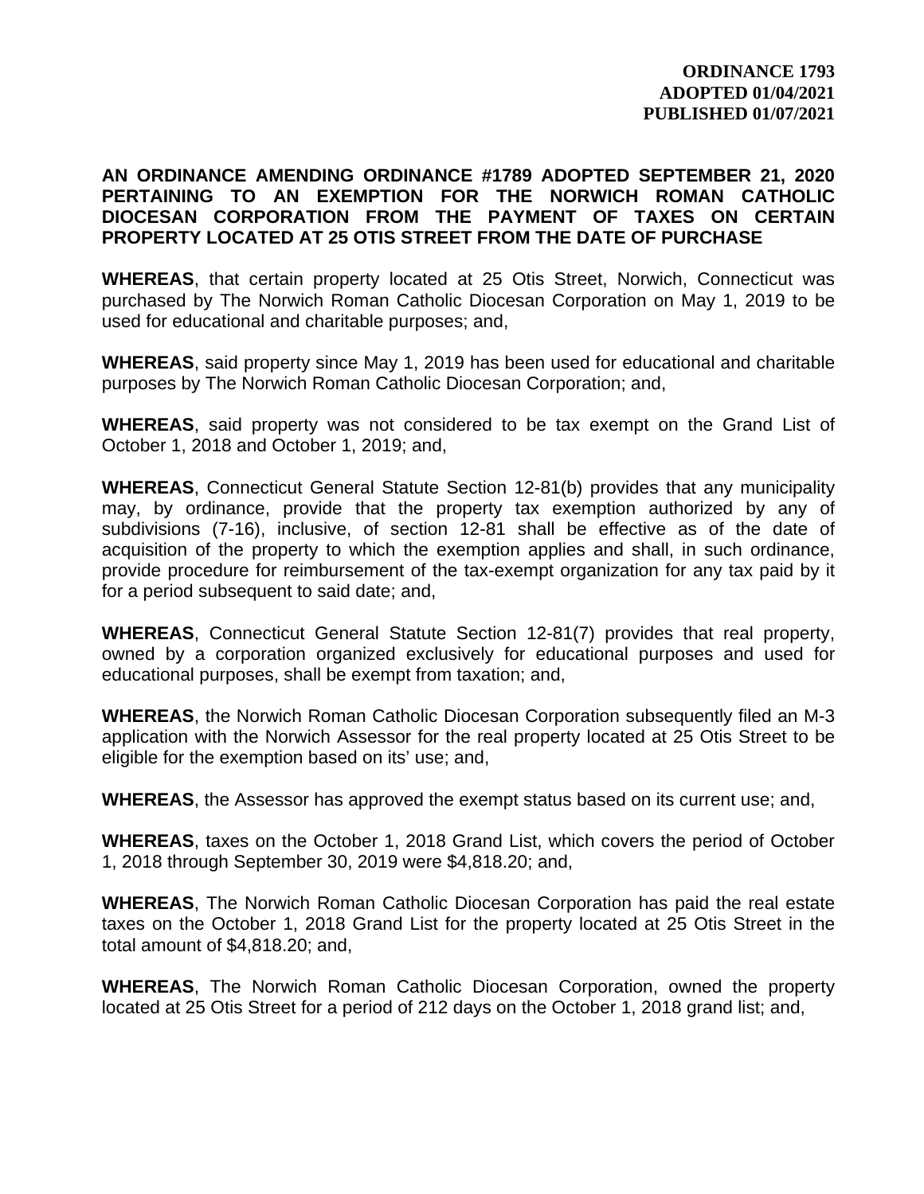**ORDINANCE 1793**
**ADOPTED 01/04/2021**
**PUBLISHED 01/07/2021**

**AN ORDINANCE AMENDING ORDINANCE #1789 ADOPTED SEPTEMBER 21, 2020 PERTAINING TO AN EXEMPTION FOR THE NORWICH ROMAN CATHOLIC DIOCESAN CORPORATION FROM THE PAYMENT OF TAXES ON CERTAIN PROPERTY LOCATED AT 25 OTIS STREET FROM THE DATE OF PURCHASE**

**WHEREAS**, that certain property located at 25 Otis Street, Norwich, Connecticut was purchased by The Norwich Roman Catholic Diocesan Corporation on May 1, 2019 to be used for educational and charitable purposes; and,

**WHEREAS**, said property since May 1, 2019 has been used for educational and charitable purposes by The Norwich Roman Catholic Diocesan Corporation; and,

**WHEREAS**, said property was not considered to be tax exempt on the Grand List of October 1, 2018 and October 1, 2019; and,

**WHEREAS**, Connecticut General Statute Section 12-81(b) provides that any municipality may, by ordinance, provide that the property tax exemption authorized by any of subdivisions (7-16), inclusive, of section 12-81 shall be effective as of the date of acquisition of the property to which the exemption applies and shall, in such ordinance, provide procedure for reimbursement of the tax-exempt organization for any tax paid by it for a period subsequent to said date; and,

**WHEREAS**, Connecticut General Statute Section 12-81(7) provides that real property, owned by a corporation organized exclusively for educational purposes and used for educational purposes, shall be exempt from taxation; and,

**WHEREAS**, the Norwich Roman Catholic Diocesan Corporation subsequently filed an M-3 application with the Norwich Assessor for the real property located at 25 Otis Street to be eligible for the exemption based on its' use; and,

**WHEREAS**, the Assessor has approved the exempt status based on its current use; and,

**WHEREAS**, taxes on the October 1, 2018 Grand List, which covers the period of October 1, 2018 through September 30, 2019 were $4,818.20; and,

**WHEREAS**, The Norwich Roman Catholic Diocesan Corporation has paid the real estate taxes on the October 1, 2018 Grand List for the property located at 25 Otis Street in the total amount of $4,818.20; and,

**WHEREAS**, The Norwich Roman Catholic Diocesan Corporation, owned the property located at 25 Otis Street for a period of 212 days on the October 1, 2018 grand list; and,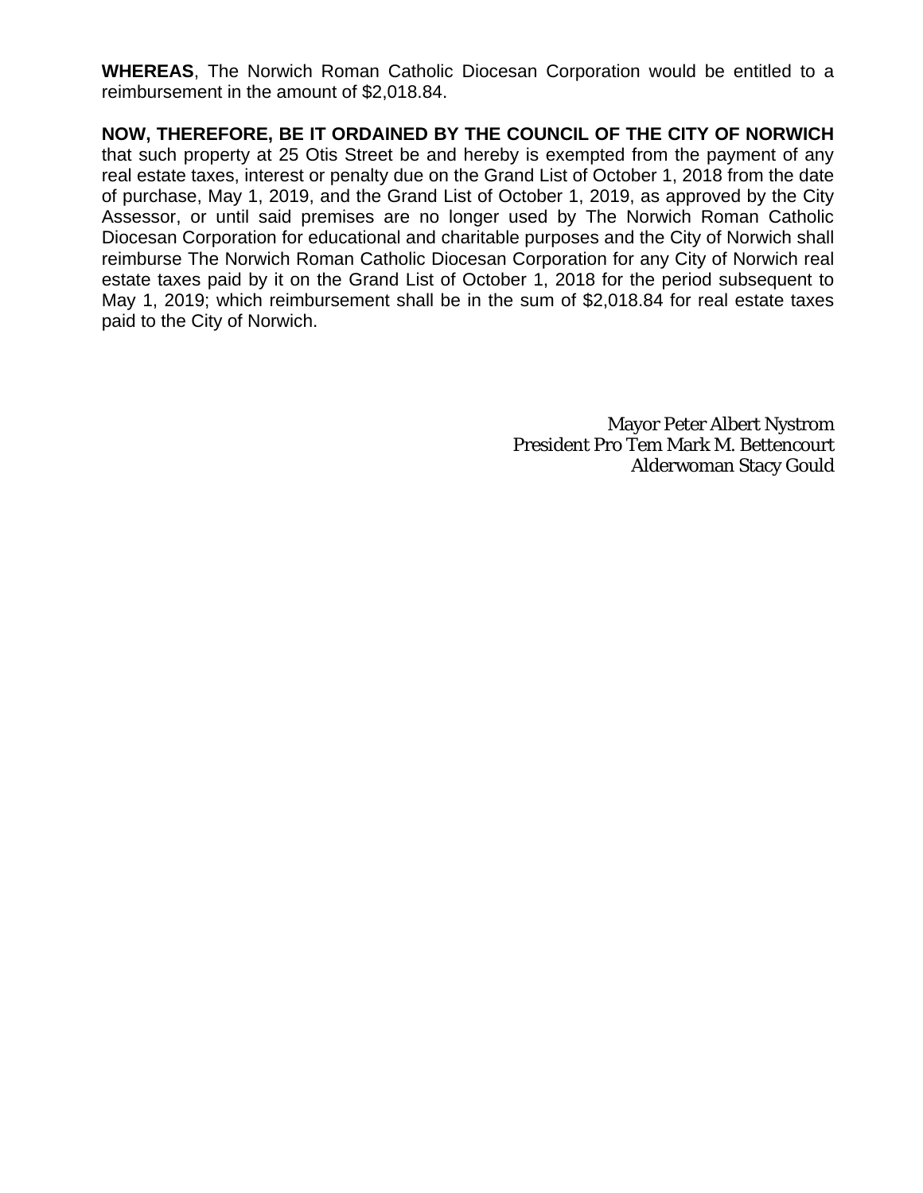**WHEREAS**, The Norwich Roman Catholic Diocesan Corporation would be entitled to a reimbursement in the amount of $2,018.84.

**NOW, THEREFORE, BE IT ORDAINED BY THE COUNCIL OF THE CITY OF NORWICH** that such property at 25 Otis Street be and hereby is exempted from the payment of any real estate taxes, interest or penalty due on the Grand List of October 1, 2018 from the date of purchase, May 1, 2019, and the Grand List of October 1, 2019, as approved by the City Assessor, or until said premises are no longer used by The Norwich Roman Catholic Diocesan Corporation for educational and charitable purposes and the City of Norwich shall reimburse The Norwich Roman Catholic Diocesan Corporation for any City of Norwich real estate taxes paid by it on the Grand List of October 1, 2018 for the period subsequent to May 1, 2019; which reimbursement shall be in the sum of $2,018.84 for real estate taxes paid to the City of Norwich.

Mayor Peter Albert Nystrom
President Pro Tem Mark M. Bettencourt
Alderwoman Stacy Gould